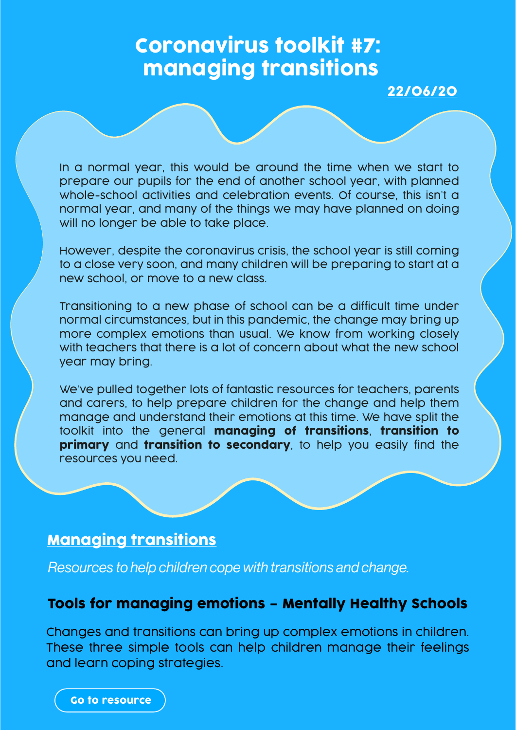# Coronavirus toolkit #7: managing transitions

22/06/20

In a normal year, this would be around the time when we start to prepare our pupils for the end of another school year, with planned whole-school activities and celebration events. Of course, this isn't a normal year, and many of the things we may have planned on doing will no longer be able to take place.

However, despite the coronavirus crisis, the school year is still coming to a close very soon, and many children will be preparing to start at a new school, or move to a new class.

Transitioning to a new phase of school can be a difficult time under normal circumstances, but in this pandemic, the change may bring up more complex emotions than usual. We know from working closely with teachers that there is a lot of concern about what the new school year may bring.

We've pulled together lots of fantastic resources for teachers, parents and carers, to help prepare children for the change and help them manage and understand their emotions at this time. We have split the toolkit into the general **managing of transitions**, **transition to primary** and **transition to secondary**, to help you easily find the resources you need.

## Managing transitions

*Resources to help children cope with transitions and change.*

### Tools for managing emotions – Mentally Healthy Schools

Changes and transitions can bring up complex emotions in children. These three simple tools can help children manage their feelings and learn coping strategies.

Go to resource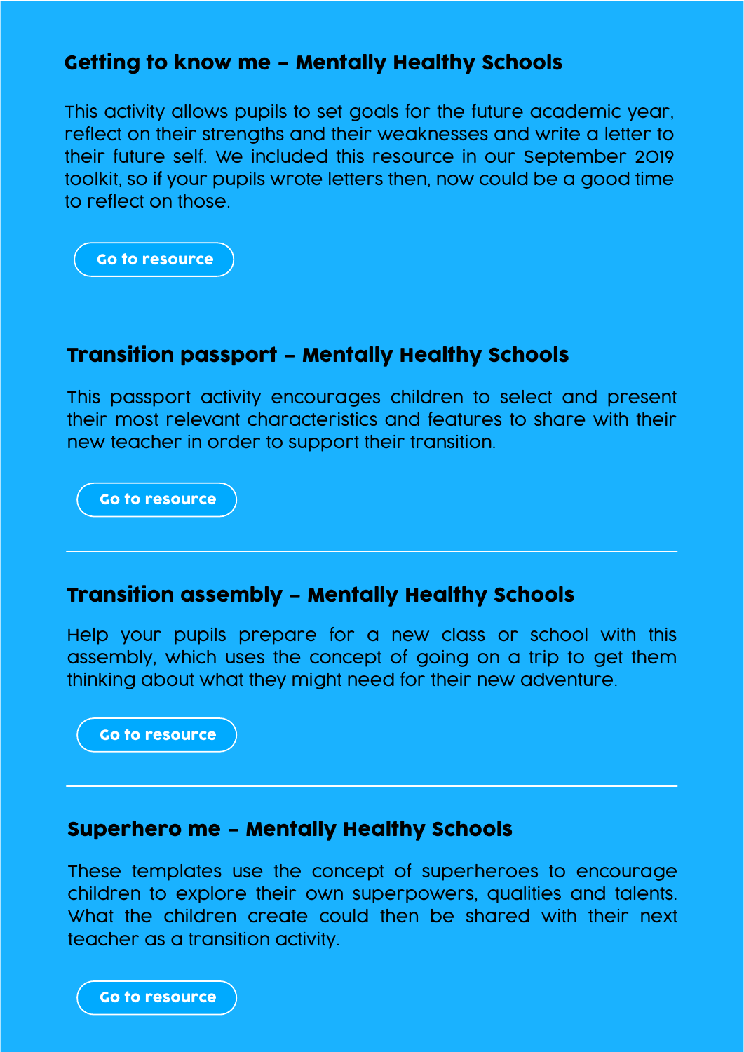### Getting to know me – Mentally Healthy Schools

This activity allows pupils to set goals for the future academic year, reflect on their strengths and their weaknesses and write a letter to their future self. We included this resource in our September 2019 toolkit, so if your pupils wrote letters then, now could be a good time to reflect on those.

Go to resource

---

### Transition passport – Mentally Healthy Schools

This passport activity encourages children to select and present their most relevant characteristics and features to share with their new teacher in order to support their transition.

Go to resource

---

### Transition assembly – Mentally Healthy Schools

Help your pupils prepare for a new class or school with this assembly, which uses the concept of going on a trip to get them thinking about what they might need for their new adventure.

Go to resource

---

### Superhero me – Mentally Healthy Schools

These templates use the concept of superheroes to encourage children to explore their own superpowers, qualities and talents. What the children create could then be shared with their next teacher as a transition activity.

Go to resource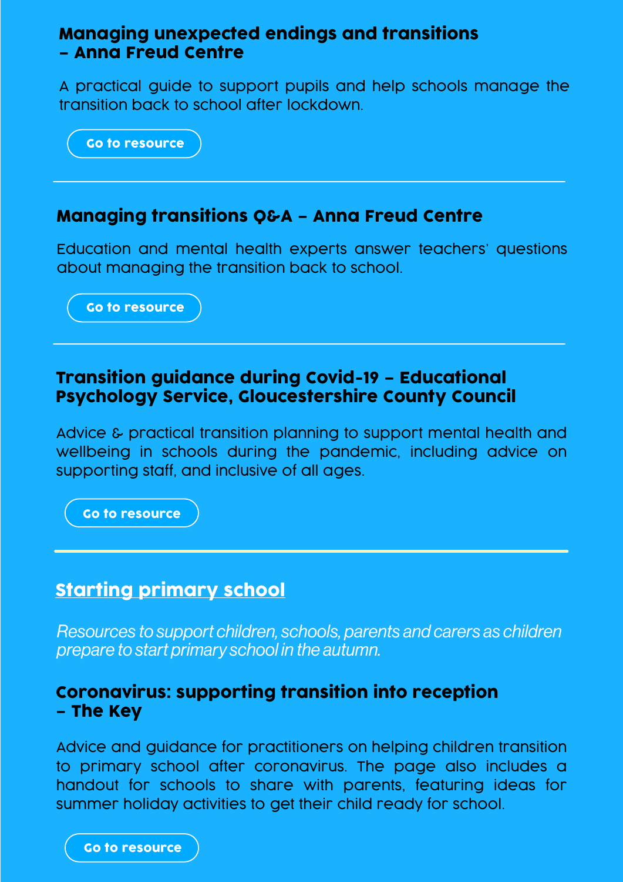### Managing unexpected endings and transitions – Anna Freud Centre

A practical guide to support pupils and help schools manage the transition back to school after lockdown.

Go to resource

---

### Managing transitions Q&A – Anna Freud Centre

Education and mental health experts answer teachers' questions about managing the transition back to school.

Go to resource

---

### Transition guidance during Covid-19 – Educational Psychology Service, Gloucestershire County Council

Advice & practical transition planning to support mental health and wellbeing in schools during the pandemic, including advice on supporting staff, and inclusive of all ages.

Go to resource

---

## Starting primary school

*Resources to support children, schools, parents and carers as children prepare to start primary school in the autumn.*

### Coronavirus: supporting transition into reception – The Key

Advice and guidance for practitioners on helping children transition to primary school after coronavirus. The page also includes a handout for schools to share with parents, featuring ideas for summer holiday activities to get their child ready for school.

Go to resource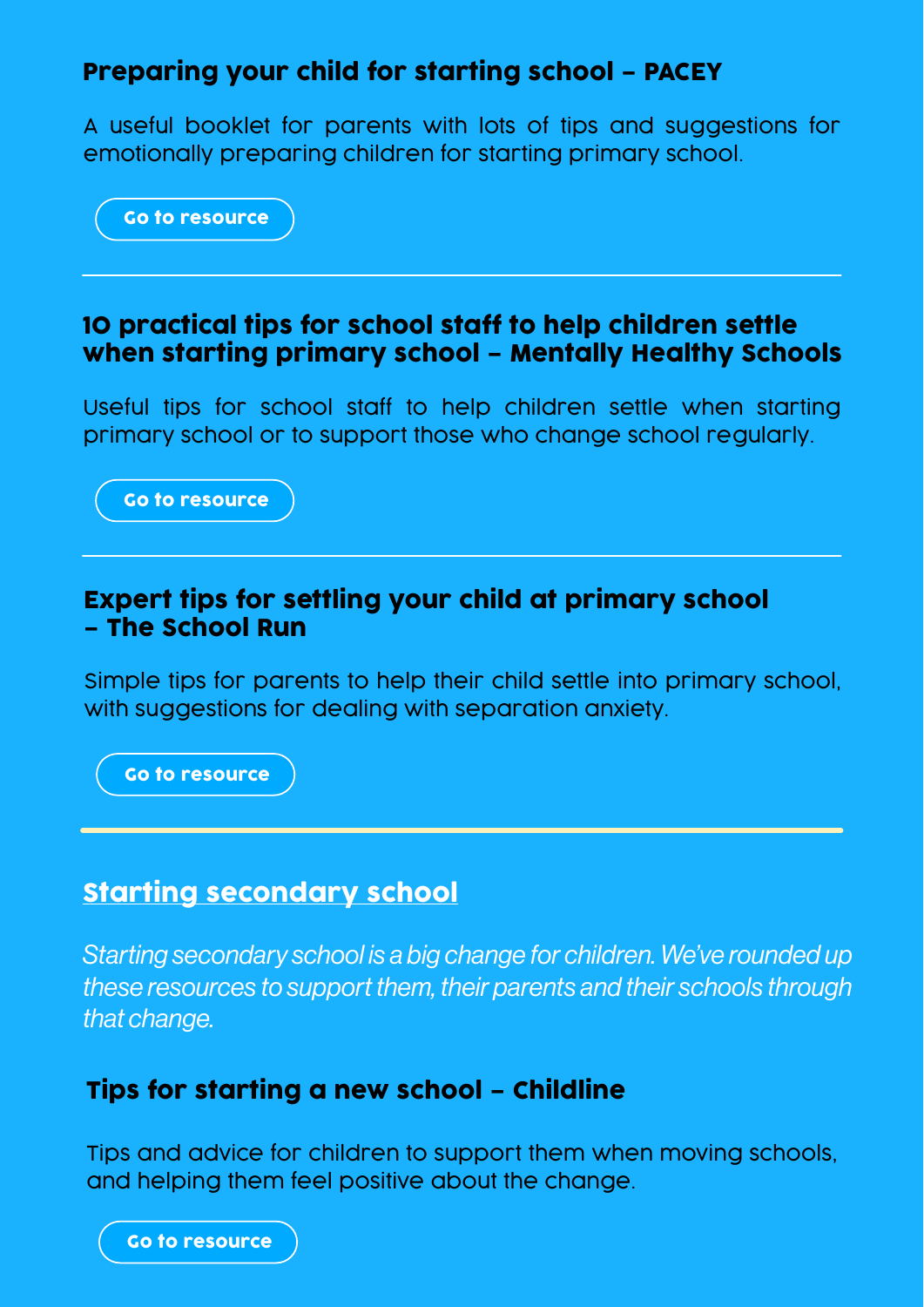### Preparing your child for starting school – PACEY

A useful booklet for parents with lots of tips and suggestions for emotionally preparing children for starting primary school.

Go to resource

---

### 10 practical tips for school staff to help children settle when starting primary school – Mentally Healthy Schools

Useful tips for school staff to help children settle when starting primary school or to support those who change school regularly.

Go to resource

---

### Expert tips for settling your child at primary school – The School Run

Simple tips for parents to help their child settle into primary school, with suggestions for dealing with separation anxiety.

Go to resource

---

## Starting secondary school

*Starting secondary school is a big change for children. We've rounded up these resources to support them, their parents and their schools through that change.*

### Tips for starting a new school – Childline

Tips and advice for children to support them when moving schools, and helping them feel positive about the change.

Go to resource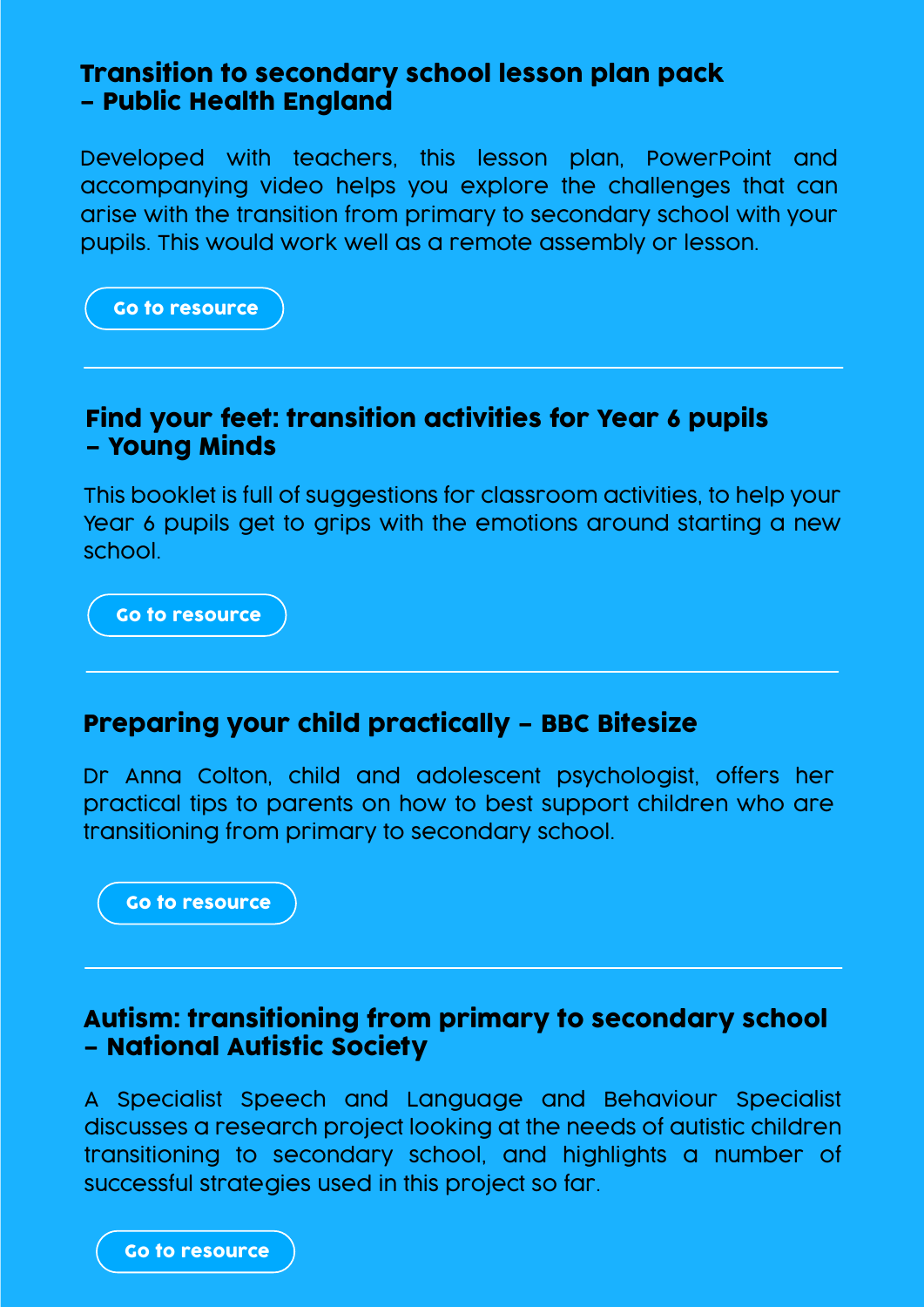## Transition to secondary school lesson plan pack – Public Health England

Developed with teachers, this lesson plan, PowerPoint and accompanying video helps you explore the challenges that can arise with the transition from primary to secondary school with your pupils. This would work well as a remote assembly or lesson.

Go to resource

---

## Find your feet: transition activities for Year 6 pupils – Young Minds

This booklet is full of suggestions for classroom activities, to help your Year 6 pupils get to grips with the emotions around starting a new school.

Go to resource

---

## Preparing your child practically – BBC Bitesize

Dr Anna Colton, child and adolescent psychologist, offers her practical tips to parents on how to best support children who are transitioning from primary to secondary school.

Go to resource

---

## Autism: transitioning from primary to secondary school – National Autistic Society

A Specialist Speech and Language and Behaviour Specialist discusses a research project looking at the needs of autistic children transitioning to secondary school, and highlights a number of successful strategies used in this project so far.

Go to resource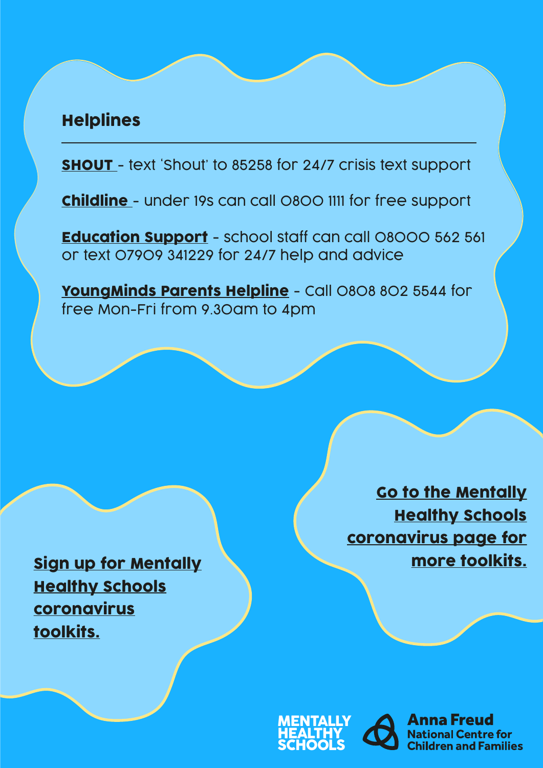## Helplines

**SHOUT** - text 'Shout' to 85258 for 24/7 crisis text support

**Childline** - under 19s can call 0800 1111 for free support

**Education Support** - school staff can call 08000 562 561 or text 07909 341229 for 24/7 help and advice

**YoungMinds Parents Helpline** - Call 0808 802 5544 for free Mon-Fri from 9.30am to 4pm

**Sign up for Mentally Healthy Schools coronavirus toolkits.**

**Go to the Mentally Healthy Schools coronavirus page for more toolkits.**

MENTALLY HEALTHY SCHOOLS

Anna Freud National Centre for Children and Families